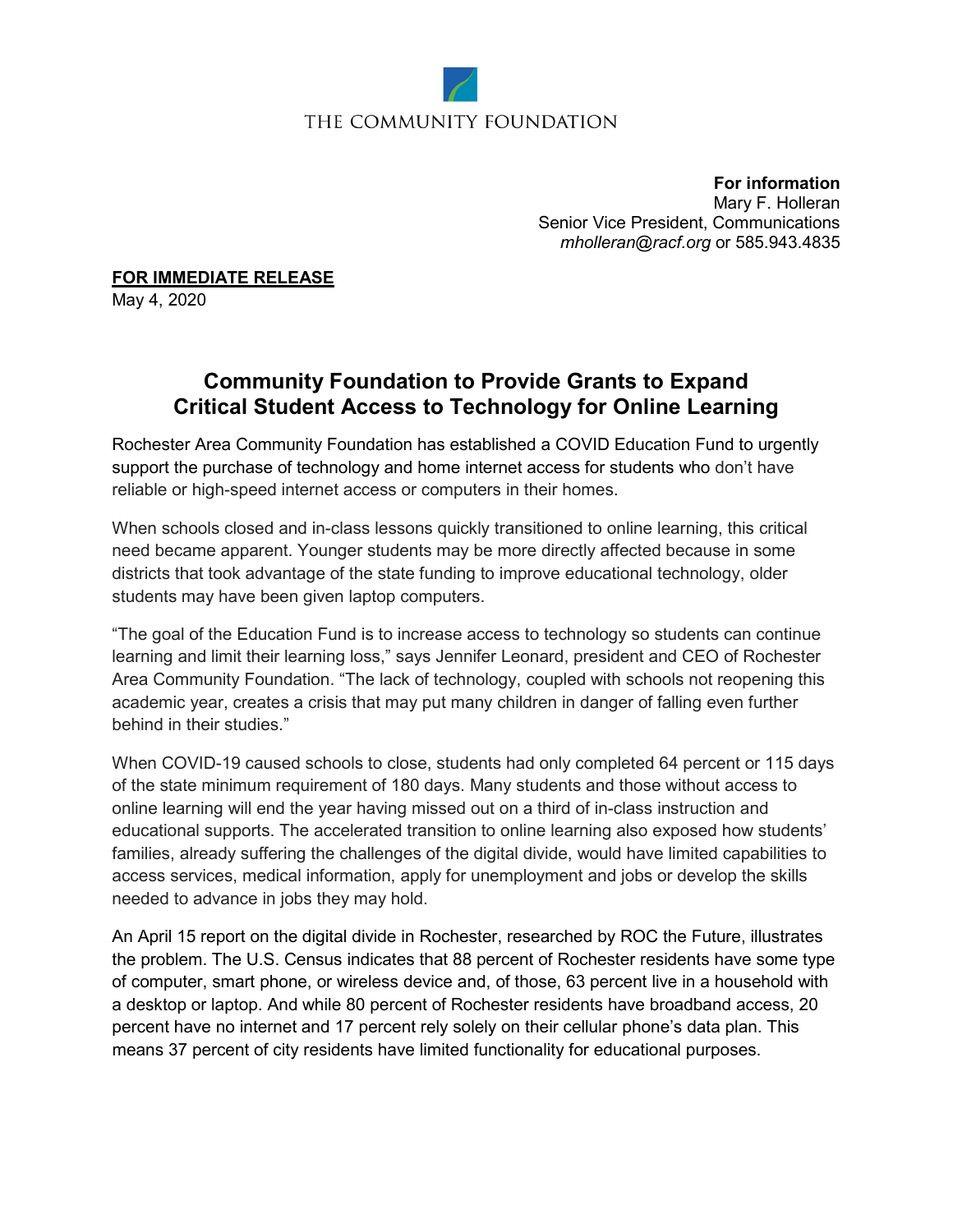THE COMMUNITY FOUNDATION

**For information**
Mary F. Holleran
Senior Vice President, Communications
*mholleran@racf.org* or 585.943.4835

**FOR IMMEDIATE RELEASE**
May 4, 2020

# Community Foundation to Provide Grants to Expand Critical Student Access to Technology for Online Learning

Rochester Area Community Foundation has established a COVID Education Fund to urgently support the purchase of technology and home internet access for students who don't have reliable or high-speed internet access or computers in their homes.

When schools closed and in-class lessons quickly transitioned to online learning, this critical need became apparent. Younger students may be more directly affected because in some districts that took advantage of the state funding to improve educational technology, older students may have been given laptop computers.

"The goal of the Education Fund is to increase access to technology so students can continue learning and limit their learning loss," says Jennifer Leonard, president and CEO of Rochester Area Community Foundation. "The lack of technology, coupled with schools not reopening this academic year, creates a crisis that may put many children in danger of falling even further behind in their studies."

When COVID-19 caused schools to close, students had only completed 64 percent or 115 days of the state minimum requirement of 180 days. Many students and those without access to online learning will end the year having missed out on a third of in-class instruction and educational supports. The accelerated transition to online learning also exposed how students' families, already suffering the challenges of the digital divide, would have limited capabilities to access services, medical information, apply for unemployment and jobs or develop the skills needed to advance in jobs they may hold.

An April 15 report on the digital divide in Rochester, researched by ROC the Future, illustrates the problem. The U.S. Census indicates that 88 percent of Rochester residents have some type of computer, smart phone, or wireless device and, of those, 63 percent live in a household with a desktop or laptop. And while 80 percent of Rochester residents have broadband access, 20 percent have no internet and 17 percent rely solely on their cellular phone's data plan. This means 37 percent of city residents have limited functionality for educational purposes.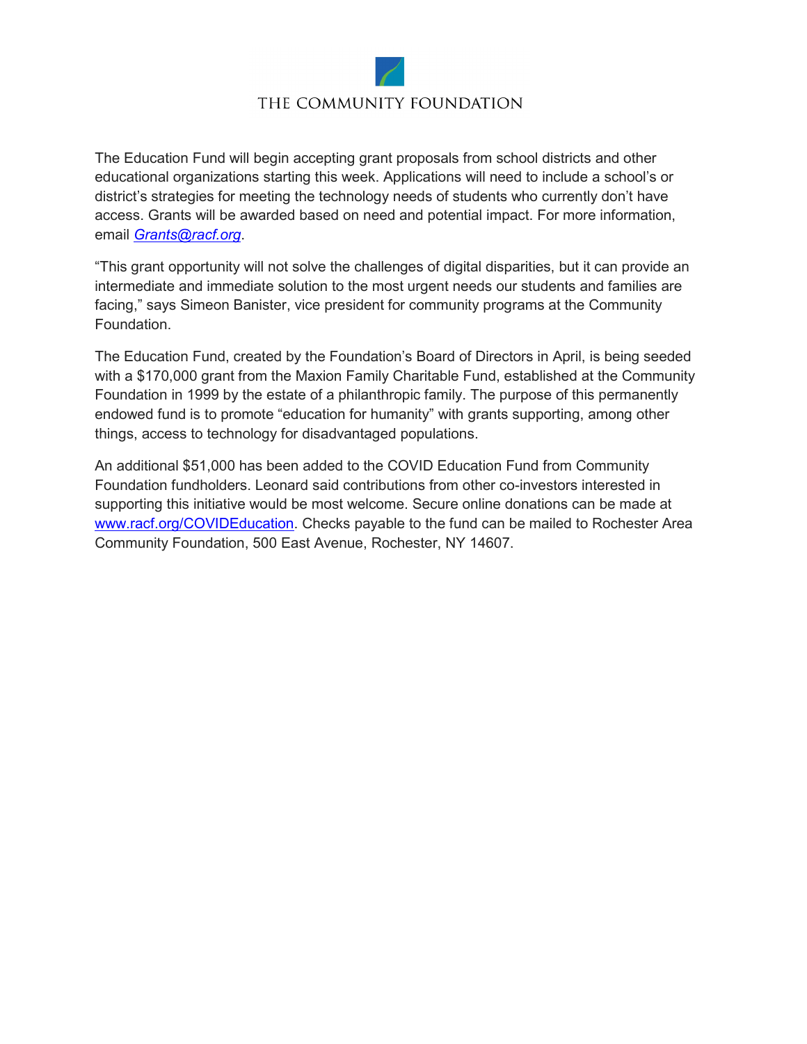THE COMMUNITY FOUNDATION

The Education Fund will begin accepting grant proposals from school districts and other educational organizations starting this week. Applications will need to include a school's or district's strategies for meeting the technology needs of students who currently don't have access. Grants will be awarded based on need and potential impact. For more information, email *Grants@racf.org*.

"This grant opportunity will not solve the challenges of digital disparities, but it can provide an intermediate and immediate solution to the most urgent needs our students and families are facing," says Simeon Banister, vice president for community programs at the Community Foundation.

The Education Fund, created by the Foundation's Board of Directors in April, is being seeded with a $170,000 grant from the Maxion Family Charitable Fund, established at the Community Foundation in 1999 by the estate of a philanthropic family. The purpose of this permanently endowed fund is to promote "education for humanity" with grants supporting, among other things, access to technology for disadvantaged populations.

An additional $51,000 has been added to the COVID Education Fund from Community Foundation fundholders. Leonard said contributions from other co-investors interested in supporting this initiative would be most welcome. Secure online donations can be made at www.racf.org/COVIDEducation. Checks payable to the fund can be mailed to Rochester Area Community Foundation, 500 East Avenue, Rochester, NY 14607.